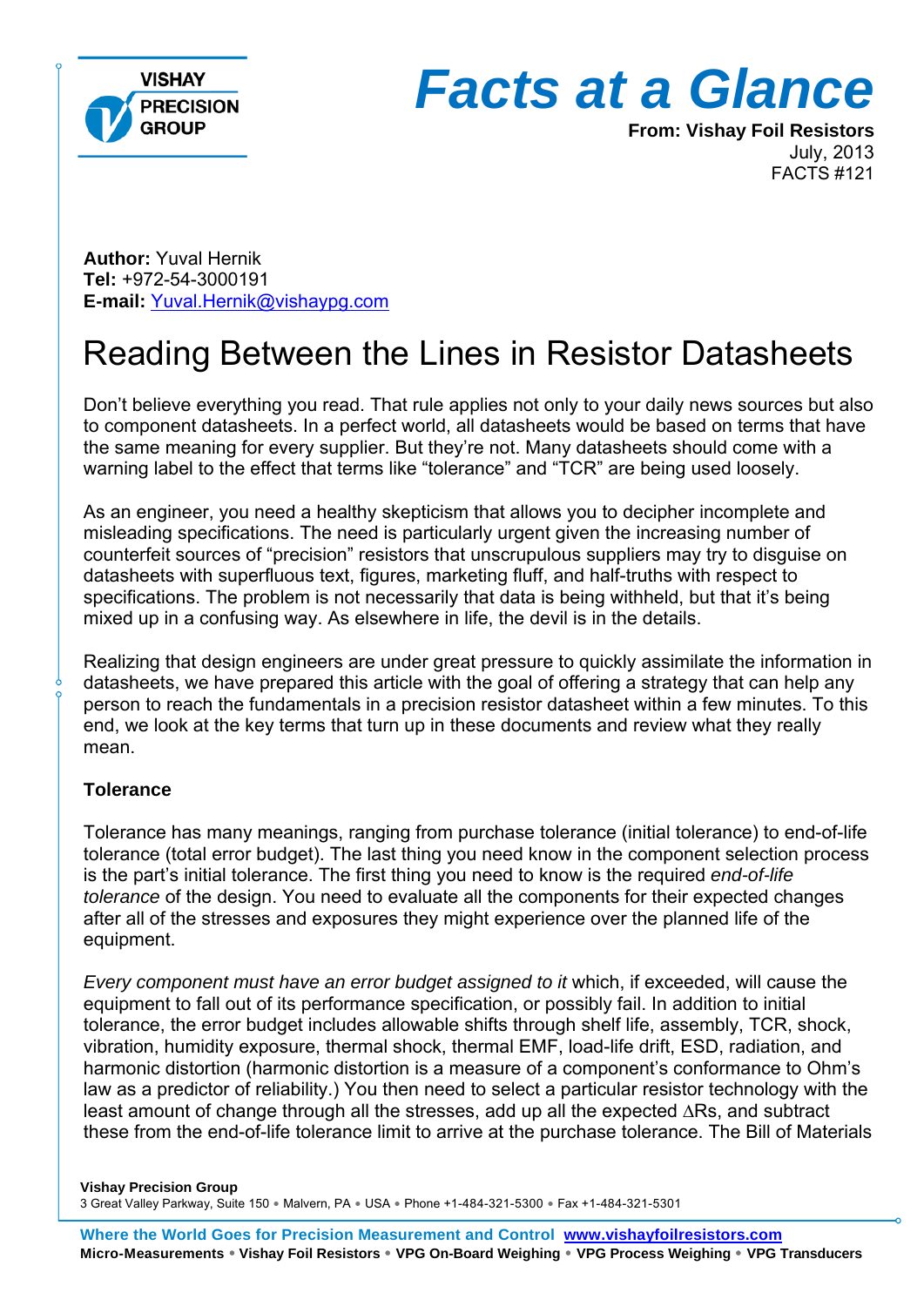# Facts at a Glance

**From: Vishay Foil Resistors**
July, 2013
FACTS #121

**Author:** Yuval Hernik
**Tel:** +972-54-3000191
**E-mail:** Yuval.Hernik@vishaypg.com

## Reading Between the Lines in Resistor Datasheets

Don't believe everything you read. That rule applies not only to your daily news sources but also to component datasheets. In a perfect world, all datasheets would be based on terms that have the same meaning for every supplier. But they're not. Many datasheets should come with a warning label to the effect that terms like "tolerance" and "TCR" are being used loosely.

As an engineer, you need a healthy skepticism that allows you to decipher incomplete and misleading specifications. The need is particularly urgent given the increasing number of counterfeit sources of "precision" resistors that unscrupulous suppliers may try to disguise on datasheets with superfluous text, figures, marketing fluff, and half-truths with respect to specifications. The problem is not necessarily that data is being withheld, but that it's being mixed up in a confusing way. As elsewhere in life, the devil is in the details.

Realizing that design engineers are under great pressure to quickly assimilate the information in datasheets, we have prepared this article with the goal of offering a strategy that can help any person to reach the fundamentals in a precision resistor datasheet within a few minutes. To this end, we look at the key terms that turn up in these documents and review what they really mean.

### Tolerance

Tolerance has many meanings, ranging from purchase tolerance (initial tolerance) to end-of-life tolerance (total error budget). The last thing you need know in the component selection process is the part's initial tolerance. The first thing you need to know is the required *end-of-life tolerance* of the design. You need to evaluate all the components for their expected changes after all of the stresses and exposures they might experience over the planned life of the equipment.

*Every component must have an error budget assigned to it* which, if exceeded, will cause the equipment to fall out of its performance specification, or possibly fail. In addition to initial tolerance, the error budget includes allowable shifts through shelf life, assembly, TCR, shock, vibration, humidity exposure, thermal shock, thermal EMF, load-life drift, ESD, radiation, and harmonic distortion (harmonic distortion is a measure of a component's conformance to Ohm's law as a predictor of reliability.) You then need to select a particular resistor technology with the least amount of change through all the stresses, add up all the expected $\Delta$Rs, and subtract these from the end-of-life tolerance limit to arrive at the purchase tolerance. The Bill of Materials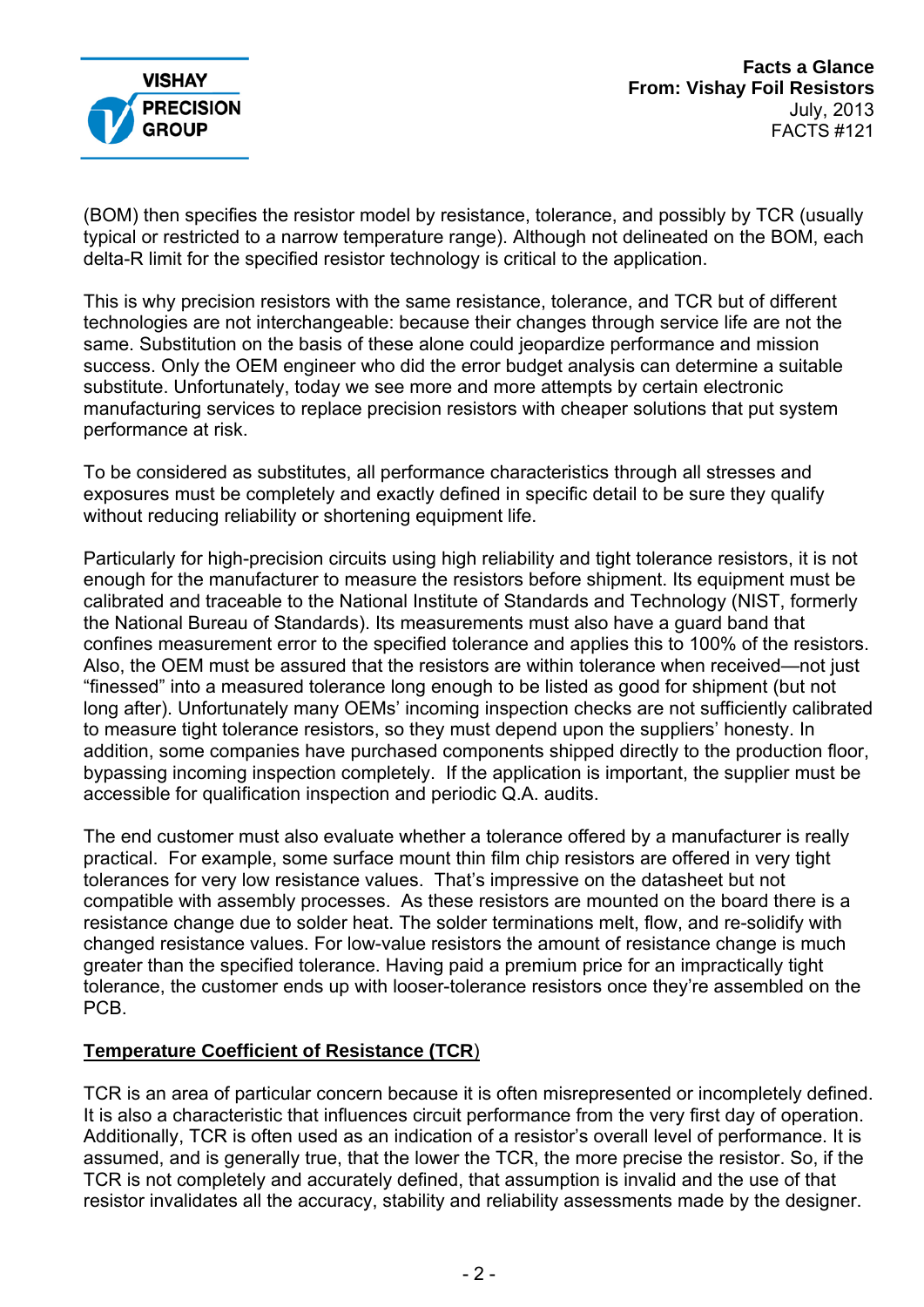(BOM) then specifies the resistor model by resistance, tolerance, and possibly by TCR (usually typical or restricted to a narrow temperature range). Although not delineated on the BOM, each delta-R limit for the specified resistor technology is critical to the application.

This is why precision resistors with the same resistance, tolerance, and TCR but of different technologies are not interchangeable: because their changes through service life are not the same. Substitution on the basis of these alone could jeopardize performance and mission success. Only the OEM engineer who did the error budget analysis can determine a suitable substitute. Unfortunately, today we see more and more attempts by certain electronic manufacturing services to replace precision resistors with cheaper solutions that put system performance at risk.

To be considered as substitutes, all performance characteristics through all stresses and exposures must be completely and exactly defined in specific detail to be sure they qualify without reducing reliability or shortening equipment life.

Particularly for high-precision circuits using high reliability and tight tolerance resistors, it is not enough for the manufacturer to measure the resistors before shipment. Its equipment must be calibrated and traceable to the National Institute of Standards and Technology (NIST, formerly the National Bureau of Standards). Its measurements must also have a guard band that confines measurement error to the specified tolerance and applies this to 100% of the resistors. Also, the OEM must be assured that the resistors are within tolerance when received—not just "finessed" into a measured tolerance long enough to be listed as good for shipment (but not long after). Unfortunately many OEMs' incoming inspection checks are not sufficiently calibrated to measure tight tolerance resistors, so they must depend upon the suppliers' honesty. In addition, some companies have purchased components shipped directly to the production floor, bypassing incoming inspection completely. If the application is important, the supplier must be accessible for qualification inspection and periodic Q.A. audits.

The end customer must also evaluate whether a tolerance offered by a manufacturer is really practical. For example, some surface mount thin film chip resistors are offered in very tight tolerances for very low resistance values. That's impressive on the datasheet but not compatible with assembly processes. As these resistors are mounted on the board there is a resistance change due to solder heat. The solder terminations melt, flow, and re-solidify with changed resistance values. For low-value resistors the amount of resistance change is much greater than the specified tolerance. Having paid a premium price for an impractically tight tolerance, the customer ends up with looser-tolerance resistors once they're assembled on the PCB.

**Temperature Coefficient of Resistance (TCR)**

TCR is an area of particular concern because it is often misrepresented or incompletely defined. It is also a characteristic that influences circuit performance from the very first day of operation. Additionally, TCR is often used as an indication of a resistor's overall level of performance. It is assumed, and is generally true, that the lower the TCR, the more precise the resistor. So, if the TCR is not completely and accurately defined, that assumption is invalid and the use of that resistor invalidates all the accuracy, stability and reliability assessments made by the designer.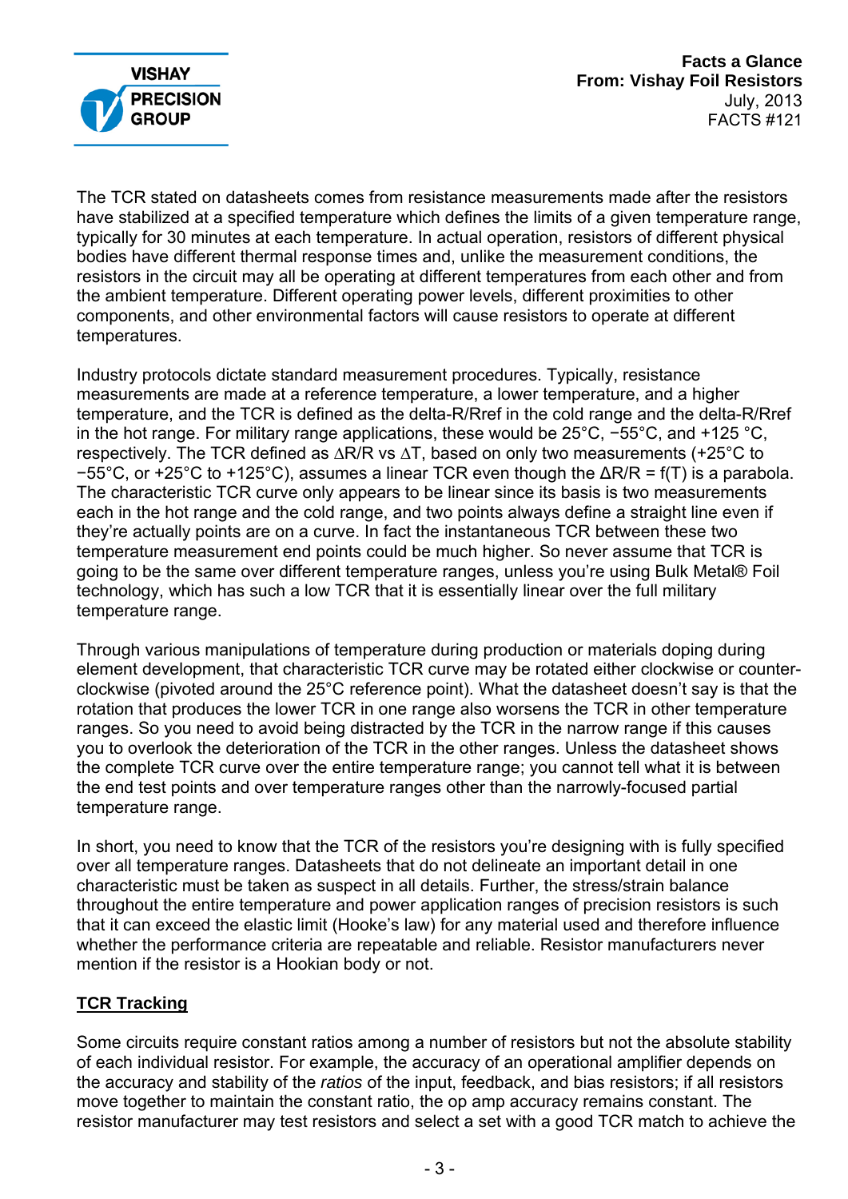The TCR stated on datasheets comes from resistance measurements made after the resistors have stabilized at a specified temperature which defines the limits of a given temperature range, typically for 30 minutes at each temperature. In actual operation, resistors of different physical bodies have different thermal response times and, unlike the measurement conditions, the resistors in the circuit may all be operating at different temperatures from each other and from the ambient temperature. Different operating power levels, different proximities to other components, and other environmental factors will cause resistors to operate at different temperatures.

Industry protocols dictate standard measurement procedures. Typically, resistance measurements are made at a reference temperature, a lower temperature, and a higher temperature, and the TCR is defined as the delta-R/Rref in the cold range and the delta-R/Rref in the hot range. For military range applications, these would be 25°C, −55°C, and +125 °C, respectively. The TCR defined as $\Delta R/R$ vs $\Delta T$, based on only two measurements (+25°C to −55°C, or +25°C to +125°C), assumes a linear TCR even though the $\Delta R/R = f(T)$ is a parabola. The characteristic TCR curve only appears to be linear since its basis is two measurements each in the hot range and the cold range, and two points always define a straight line even if they're actually points are on a curve. In fact the instantaneous TCR between these two temperature measurement end points could be much higher. So never assume that TCR is going to be the same over different temperature ranges, unless you're using Bulk Metal® Foil technology, which has such a low TCR that it is essentially linear over the full military temperature range.

Through various manipulations of temperature during production or materials doping during element development, that characteristic TCR curve may be rotated either clockwise or counter-clockwise (pivoted around the 25°C reference point). What the datasheet doesn't say is that the rotation that produces the lower TCR in one range also worsens the TCR in other temperature ranges. So you need to avoid being distracted by the TCR in the narrow range if this causes you to overlook the deterioration of the TCR in the other ranges. Unless the datasheet shows the complete TCR curve over the entire temperature range; you cannot tell what it is between the end test points and over temperature ranges other than the narrowly-focused partial temperature range.

In short, you need to know that the TCR of the resistors you're designing with is fully specified over all temperature ranges. Datasheets that do not delineate an important detail in one characteristic must be taken as suspect in all details. Further, the stress/strain balance throughout the entire temperature and power application ranges of precision resistors is such that it can exceed the elastic limit (Hooke's law) for any material used and therefore influence whether the performance criteria are repeatable and reliable. Resistor manufacturers never mention if the resistor is a Hookian body or not.

## TCR Tracking

Some circuits require constant ratios among a number of resistors but not the absolute stability of each individual resistor. For example, the accuracy of an operational amplifier depends on the accuracy and stability of the *ratios* of the input, feedback, and bias resistors; if all resistors move together to maintain the constant ratio, the op amp accuracy remains constant. The resistor manufacturer may test resistors and select a set with a good TCR match to achieve the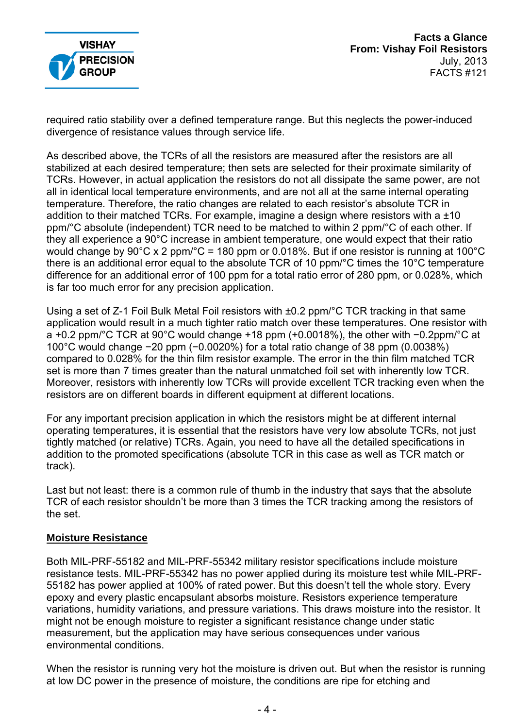required ratio stability over a defined temperature range. But this neglects the power-induced divergence of resistance values through service life.

As described above, the TCRs of all the resistors are measured after the resistors are all stabilized at each desired temperature; then sets are selected for their proximate similarity of TCRs. However, in actual application the resistors do not all dissipate the same power, are not all in identical local temperature environments, and are not all at the same internal operating temperature. Therefore, the ratio changes are related to each resistor's absolute TCR in addition to their matched TCRs. For example, imagine a design where resistors with a ±10 ppm/°C absolute (independent) TCR need to be matched to within 2 ppm/°C of each other. If they all experience a 90°C increase in ambient temperature, one would expect that their ratio would change by 90°C x 2 ppm/°C = 180 ppm or 0.018%. But if one resistor is running at 100°C there is an additional error equal to the absolute TCR of 10 ppm/°C times the 10°C temperature difference for an additional error of 100 ppm for a total ratio error of 280 ppm, or 0.028%, which is far too much error for any precision application.

Using a set of Z-1 Foil Bulk Metal Foil resistors with ±0.2 ppm/°C TCR tracking in that same application would result in a much tighter ratio match over these temperatures. One resistor with a +0.2 ppm/°C TCR at 90°C would change +18 ppm (+0.0018%), the other with −0.2ppm/°C at 100°C would change −20 ppm (−0.0020%) for a total ratio change of 38 ppm (0.0038%) compared to 0.028% for the thin film resistor example. The error in the thin film matched TCR set is more than 7 times greater than the natural unmatched foil set with inherently low TCR. Moreover, resistors with inherently low TCRs will provide excellent TCR tracking even when the resistors are on different boards in different equipment at different locations.

For any important precision application in which the resistors might be at different internal operating temperatures, it is essential that the resistors have very low absolute TCRs, not just tightly matched (or relative) TCRs. Again, you need to have all the detailed specifications in addition to the promoted specifications (absolute TCR in this case as well as TCR match or track).

Last but not least: there is a common rule of thumb in the industry that says that the absolute TCR of each resistor shouldn't be more than 3 times the TCR tracking among the resistors of the set.

## Moisture Resistance

Both MIL-PRF-55182 and MIL-PRF-55342 military resistor specifications include moisture resistance tests. MIL-PRF-55342 has no power applied during its moisture test while MIL-PRF-55182 has power applied at 100% of rated power. But this doesn't tell the whole story. Every epoxy and every plastic encapsulant absorbs moisture. Resistors experience temperature variations, humidity variations, and pressure variations. This draws moisture into the resistor. It might not be enough moisture to register a significant resistance change under static measurement, but the application may have serious consequences under various environmental conditions.

When the resistor is running very hot the moisture is driven out. But when the resistor is running at low DC power in the presence of moisture, the conditions are ripe for etching and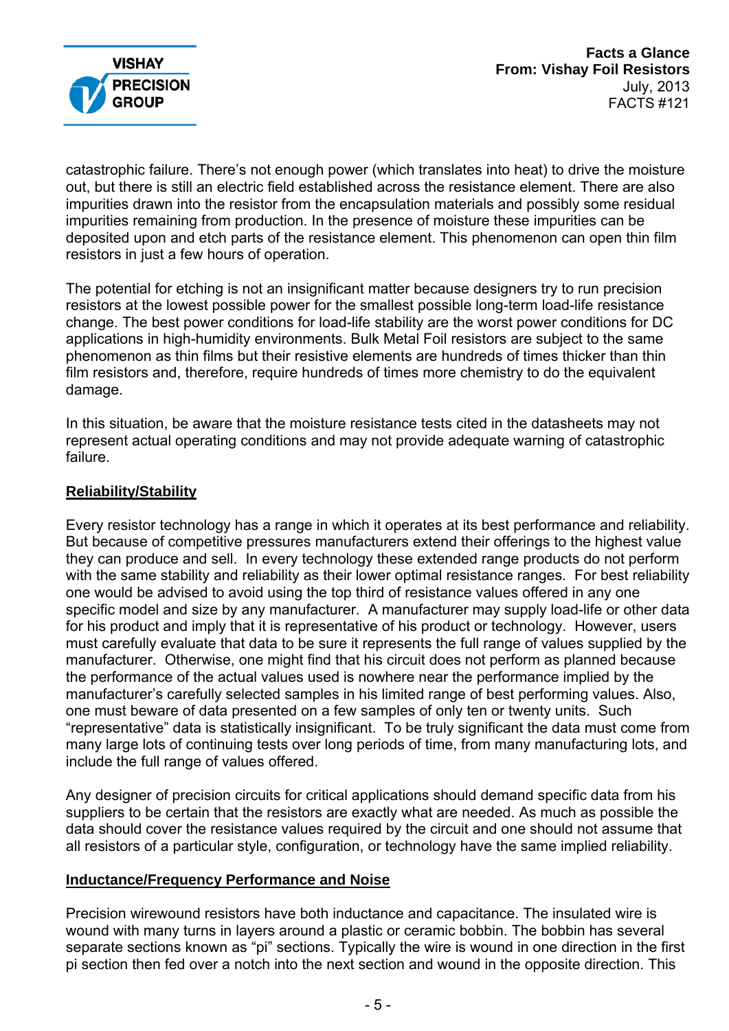catastrophic failure. There's not enough power (which translates into heat) to drive the moisture out, but there is still an electric field established across the resistance element. There are also impurities drawn into the resistor from the encapsulation materials and possibly some residual impurities remaining from production. In the presence of moisture these impurities can be deposited upon and etch parts of the resistance element. This phenomenon can open thin film resistors in just a few hours of operation.

The potential for etching is not an insignificant matter because designers try to run precision resistors at the lowest possible power for the smallest possible long-term load-life resistance change. The best power conditions for load-life stability are the worst power conditions for DC applications in high-humidity environments. Bulk Metal Foil resistors are subject to the same phenomenon as thin films but their resistive elements are hundreds of times thicker than thin film resistors and, therefore, require hundreds of times more chemistry to do the equivalent damage.

In this situation, be aware that the moisture resistance tests cited in the datasheets may not represent actual operating conditions and may not provide adequate warning of catastrophic failure.

## Reliability/Stability

Every resistor technology has a range in which it operates at its best performance and reliability. But because of competitive pressures manufacturers extend their offerings to the highest value they can produce and sell. In every technology these extended range products do not perform with the same stability and reliability as their lower optimal resistance ranges. For best reliability one would be advised to avoid using the top third of resistance values offered in any one specific model and size by any manufacturer. A manufacturer may supply load-life or other data for his product and imply that it is representative of his product or technology. However, users must carefully evaluate that data to be sure it represents the full range of values supplied by the manufacturer. Otherwise, one might find that his circuit does not perform as planned because the performance of the actual values used is nowhere near the performance implied by the manufacturer's carefully selected samples in his limited range of best performing values. Also, one must beware of data presented on a few samples of only ten or twenty units. Such "representative" data is statistically insignificant. To be truly significant the data must come from many large lots of continuing tests over long periods of time, from many manufacturing lots, and include the full range of values offered.

Any designer of precision circuits for critical applications should demand specific data from his suppliers to be certain that the resistors are exactly what are needed. As much as possible the data should cover the resistance values required by the circuit and one should not assume that all resistors of a particular style, configuration, or technology have the same implied reliability.

## Inductance/Frequency Performance and Noise

Precision wirewound resistors have both inductance and capacitance. The insulated wire is wound with many turns in layers around a plastic or ceramic bobbin. The bobbin has several separate sections known as "pi" sections. Typically the wire is wound in one direction in the first pi section then fed over a notch into the next section and wound in the opposite direction. This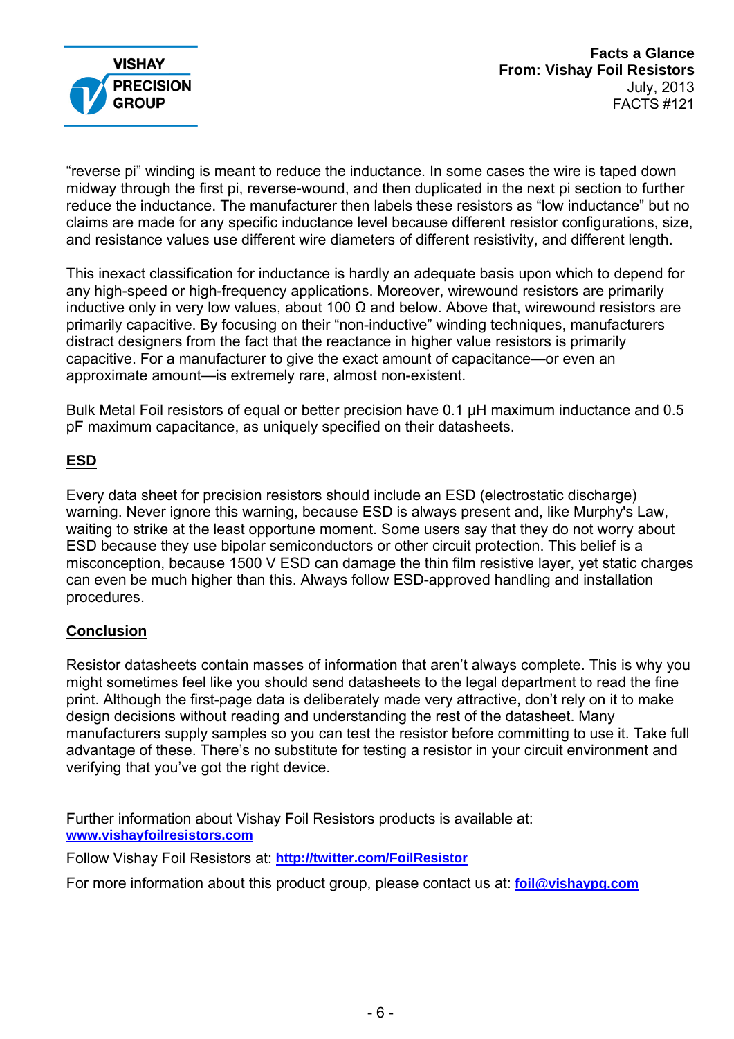“reverse pi” winding is meant to reduce the inductance. In some cases the wire is taped down midway through the first pi, reverse-wound, and then duplicated in the next pi section to further reduce the inductance. The manufacturer then labels these resistors as “low inductance” but no claims are made for any specific inductance level because different resistor configurations, size, and resistance values use different wire diameters of different resistivity, and different length.

This inexact classification for inductance is hardly an adequate basis upon which to depend for any high-speed or high-frequency applications. Moreover, wirewound resistors are primarily inductive only in very low values, about 100 Ω and below. Above that, wirewound resistors are primarily capacitive. By focusing on their “non-inductive” winding techniques, manufacturers distract designers from the fact that the reactance in higher value resistors is primarily capacitive. For a manufacturer to give the exact amount of capacitance—or even an approximate amount—is extremely rare, almost non-existent.

Bulk Metal Foil resistors of equal or better precision have 0.1 μH maximum inductance and 0.5 pF maximum capacitance, as uniquely specified on their datasheets.

## ESD

Every data sheet for precision resistors should include an ESD (electrostatic discharge) warning. Never ignore this warning, because ESD is always present and, like Murphy's Law, waiting to strike at the least opportune moment. Some users say that they do not worry about ESD because they use bipolar semiconductors or other circuit protection. This belief is a misconception, because 1500 V ESD can damage the thin film resistive layer, yet static charges can even be much higher than this. Always follow ESD-approved handling and installation procedures.

## Conclusion

Resistor datasheets contain masses of information that aren’t always complete. This is why you might sometimes feel like you should send datasheets to the legal department to read the fine print. Although the first-page data is deliberately made very attractive, don’t rely on it to make design decisions without reading and understanding the rest of the datasheet. Many manufacturers supply samples so you can test the resistor before committing to use it. Take full advantage of these. There’s no substitute for testing a resistor in your circuit environment and verifying that you’ve got the right device.

Further information about Vishay Foil Resistors products is available at: **www.vishayfoilresistors.com**

Follow Vishay Foil Resistors at: **http://twitter.com/FoilResistor**

For more information about this product group, please contact us at: **foil@vishaypg.com**